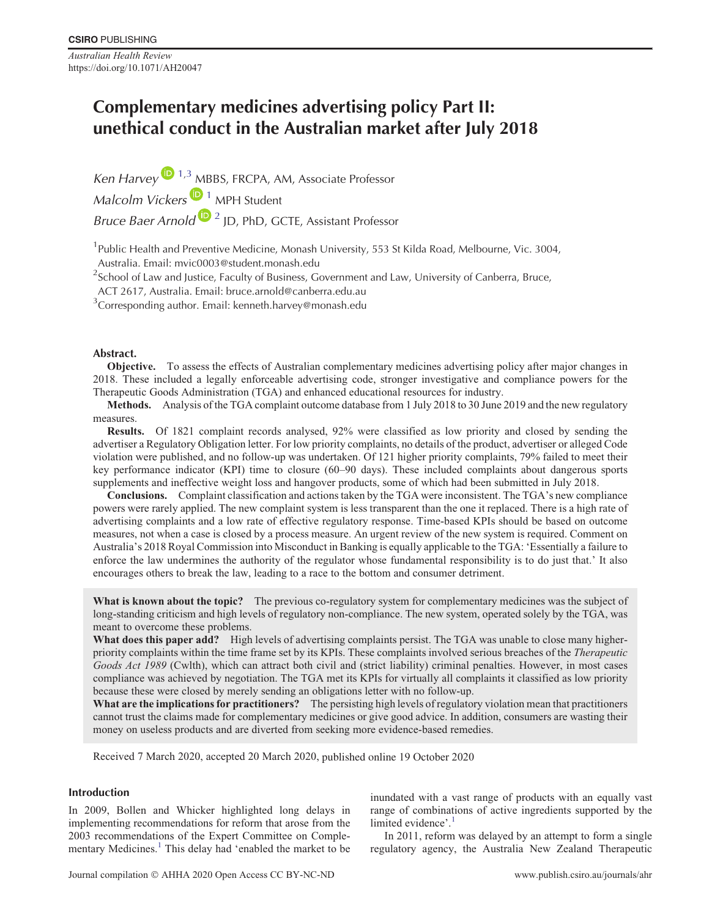CSIRO PUBLISHING

*Australian Health Review*
https://doi.org/10.1071/AH20047

# Complementary medicines advertising policy Part II: unethical conduct in the Australian market after July 2018

*Ken Harvey* [1,3] MBBS, FRCPA, AM, Associate Professor

*Malcolm Vickers* [1] MPH Student

*Bruce Baer Arnold* [2] JD, PhD, GCTE, Assistant Professor

[1]Public Health and Preventive Medicine, Monash University, 553 St Kilda Road, Melbourne, Vic. 3004, Australia. Email: mvic0003@student.monash.edu

[2]School of Law and Justice, Faculty of Business, Government and Law, University of Canberra, Bruce, ACT 2617, Australia. Email: bruce.arnold@canberra.edu.au

[3]Corresponding author. Email: kenneth.harvey@monash.edu

**Abstract.**

**Objective.** To assess the effects of Australian complementary medicines advertising policy after major changes in 2018. These included a legally enforceable advertising code, stronger investigative and compliance powers for the Therapeutic Goods Administration (TGA) and enhanced educational resources for industry.

**Methods.** Analysis of the TGA complaint outcome database from 1 July 2018 to 30 June 2019 and the new regulatory measures.

**Results.** Of 1821 complaint records analysed, 92% were classified as low priority and closed by sending the advertiser a Regulatory Obligation letter. For low priority complaints, no details of the product, advertiser or alleged Code violation were published, and no follow-up was undertaken. Of 121 higher priority complaints, 79% failed to meet their key performance indicator (KPI) time to closure (60–90 days). These included complaints about dangerous sports supplements and ineffective weight loss and hangover products, some of which had been submitted in July 2018.

**Conclusions.** Complaint classification and actions taken by the TGA were inconsistent. The TGA's new compliance powers were rarely applied. The new complaint system is less transparent than the one it replaced. There is a high rate of advertising complaints and a low rate of effective regulatory response. Time-based KPIs should be based on outcome measures, not when a case is closed by a process measure. An urgent review of the new system is required. Comment on Australia's 2018 Royal Commission into Misconduct in Banking is equally applicable to the TGA: 'Essentially a failure to enforce the law undermines the authority of the regulator whose fundamental responsibility is to do just that.' It also encourages others to break the law, leading to a race to the bottom and consumer detriment.

**What is known about the topic?** The previous co-regulatory system for complementary medicines was the subject of long-standing criticism and high levels of regulatory non-compliance. The new system, operated solely by the TGA, was meant to overcome these problems.

**What does this paper add?** High levels of advertising complaints persist. The TGA was unable to close many higher-priority complaints within the time frame set by its KPIs. These complaints involved serious breaches of the *Therapeutic Goods Act 1989* (Cwlth), which can attract both civil and (strict liability) criminal penalties. However, in most cases compliance was achieved by negotiation. The TGA met its KPIs for virtually all complaints it classified as low priority because these were closed by merely sending an obligations letter with no follow-up.

**What are the implications for practitioners?** The persisting high levels of regulatory violation mean that practitioners cannot trust the claims made for complementary medicines or give good advice. In addition, consumers are wasting their money on useless products and are diverted from seeking more evidence-based remedies.

Received 7 March 2020, accepted 20 March 2020, published online 19 October 2020

## Introduction

In 2009, Bollen and Whicker highlighted long delays in implementing recommendations for reform that arose from the 2003 recommendations of the Expert Committee on Complementary Medicines.[1] This delay had 'enabled the market to be inundated with a vast range of products with an equally vast range of combinations of active ingredients supported by the limited evidence'.[1]

In 2011, reform was delayed by an attempt to form a single regulatory agency, the Australia New Zealand Therapeutic

Journal compilation © AHHA 2020 Open Access CC BY-NC-ND www.publish.csiro.au/journals/ahr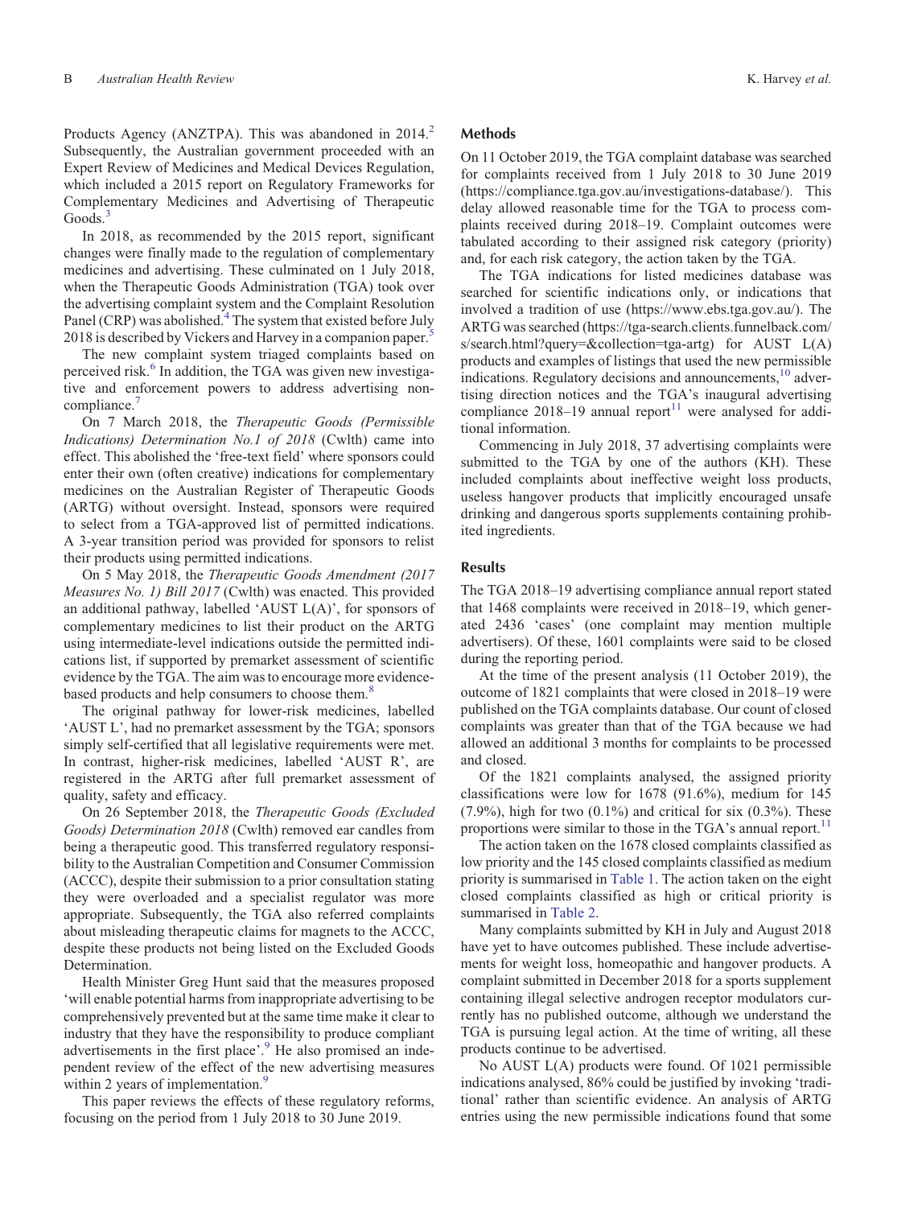Products Agency (ANZTPA). This was abandoned in 2014.[2] Subsequently, the Australian government proceeded with an Expert Review of Medicines and Medical Devices Regulation, which included a 2015 report on Regulatory Frameworks for Complementary Medicines and Advertising of Therapeutic Goods.[3]

In 2018, as recommended by the 2015 report, significant changes were finally made to the regulation of complementary medicines and advertising. These culminated on 1 July 2018, when the Therapeutic Goods Administration (TGA) took over the advertising complaint system and the Complaint Resolution Panel (CRP) was abolished.[4] The system that existed before July 2018 is described by Vickers and Harvey in a companion paper.[5]

The new complaint system triaged complaints based on perceived risk.[6] In addition, the TGA was given new investigative and enforcement powers to address advertising non-compliance.[7]

On 7 March 2018, the *Therapeutic Goods (Permissible Indications) Determination No.1 of 2018* (Cwlth) came into effect. This abolished the 'free-text field' where sponsors could enter their own (often creative) indications for complementary medicines on the Australian Register of Therapeutic Goods (ARTG) without oversight. Instead, sponsors were required to select from a TGA-approved list of permitted indications. A 3-year transition period was provided for sponsors to relist their products using permitted indications.

On 5 May 2018, the *Therapeutic Goods Amendment (2017 Measures No. 1) Bill 2017* (Cwlth) was enacted. This provided an additional pathway, labelled 'AUST L(A)', for sponsors of complementary medicines to list their product on the ARTG using intermediate-level indications outside the permitted indications list, if supported by premarket assessment of scientific evidence by the TGA. The aim was to encourage more evidence-based products and help consumers to choose them.[8]

The original pathway for lower-risk medicines, labelled 'AUST L', had no premarket assessment by the TGA; sponsors simply self-certified that all legislative requirements were met. In contrast, higher-risk medicines, labelled 'AUST R', are registered in the ARTG after full premarket assessment of quality, safety and efficacy.

On 26 September 2018, the *Therapeutic Goods (Excluded Goods) Determination 2018* (Cwlth) removed ear candles from being a therapeutic good. This transferred regulatory responsibility to the Australian Competition and Consumer Commission (ACCC), despite their submission to a prior consultation stating they were overloaded and a specialist regulator was more appropriate. Subsequently, the TGA also referred complaints about misleading therapeutic claims for magnets to the ACCC, despite these products not being listed on the Excluded Goods Determination.

Health Minister Greg Hunt said that the measures proposed 'will enable potential harms from inappropriate advertising to be comprehensively prevented but at the same time make it clear to industry that they have the responsibility to produce compliant advertisements in the first place'.[9] He also promised an independent review of the effect of the new advertising measures within 2 years of implementation.[9]

This paper reviews the effects of these regulatory reforms, focusing on the period from 1 July 2018 to 30 June 2019.

## Methods

On 11 October 2019, the TGA complaint database was searched for complaints received from 1 July 2018 to 30 June 2019 (https://compliance.tga.gov.au/investigations-database/). This delay allowed reasonable time for the TGA to process complaints received during 2018–19. Complaint outcomes were tabulated according to their assigned risk category (priority) and, for each risk category, the action taken by the TGA.

The TGA indications for listed medicines database was searched for scientific indications only, or indications that involved a tradition of use (https://www.ebs.tga.gov.au/). The ARTG was searched (https://tga-search.clients.funnelback.com/s/search.html?query=&collection=tga-artg) for AUST L(A) products and examples of listings that used the new permissible indications. Regulatory decisions and announcements,[10] advertising direction notices and the TGA's inaugural advertising compliance 2018–19 annual report[11] were analysed for additional information.

Commencing in July 2018, 37 advertising complaints were submitted to the TGA by one of the authors (KH). These included complaints about ineffective weight loss products, useless hangover products that implicitly encouraged unsafe drinking and dangerous sports supplements containing prohibited ingredients.

## Results

The TGA 2018–19 advertising compliance annual report stated that 1468 complaints were received in 2018–19, which generated 2436 'cases' (one complaint may mention multiple advertisers). Of these, 1601 complaints were said to be closed during the reporting period.

At the time of the present analysis (11 October 2019), the outcome of 1821 complaints that were closed in 2018–19 were published on the TGA complaints database. Our count of closed complaints was greater than that of the TGA because we had allowed an additional 3 months for complaints to be processed and closed.

Of the 1821 complaints analysed, the assigned priority classifications were low for 1678 (91.6%), medium for 145 (7.9%), high for two (0.1%) and critical for six (0.3%). These proportions were similar to those in the TGA's annual report.[11]

The action taken on the 1678 closed complaints classified as low priority and the 145 closed complaints classified as medium priority is summarised in Table 1. The action taken on the eight closed complaints classified as high or critical priority is summarised in Table 2.

Many complaints submitted by KH in July and August 2018 have yet to have outcomes published. These include advertisements for weight loss, homeopathic and hangover products. A complaint submitted in December 2018 for a sports supplement containing illegal selective androgen receptor modulators currently has no published outcome, although we understand the TGA is pursuing legal action. At the time of writing, all these products continue to be advertised.

No AUST L(A) products were found. Of 1021 permissible indications analysed, 86% could be justified by invoking 'traditional' rather than scientific evidence. An analysis of ARTG entries using the new permissible indications found that some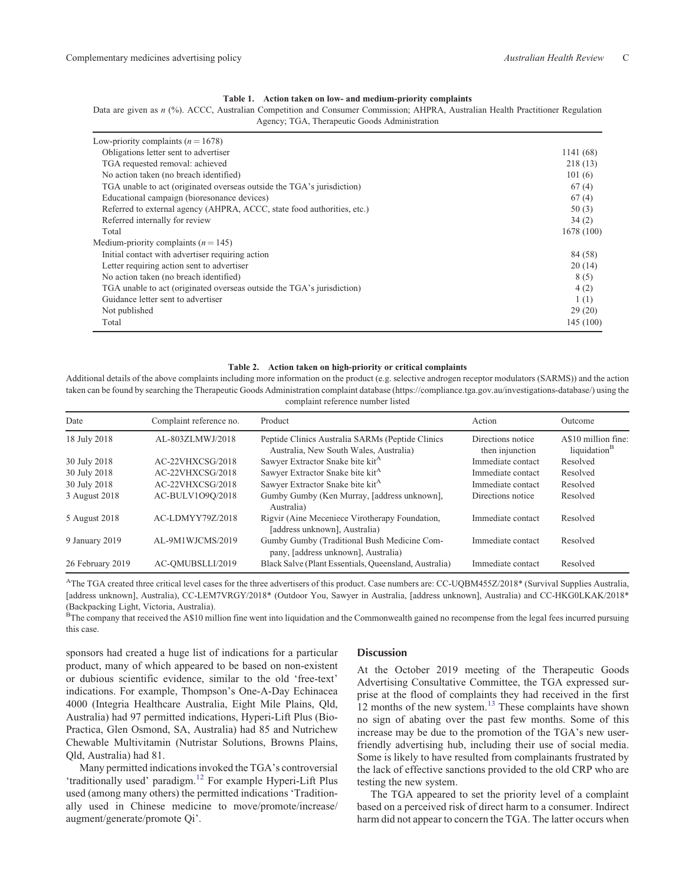**Table 1. Action taken on low- and medium-priority complaints**

Data are given as *n* (%). ACCC, Australian Competition and Consumer Commission; AHPRA, Australian Health Practitioner Regulation Agency; TGA, Therapeutic Goods Administration

| | |
|---|---|
| Low-priority complaints (*n* = 1678) | |
| Obligations letter sent to advertiser | 1141 (68) |
| TGA requested removal: achieved | 218 (13) |
| No action taken (no breach identified) | 101 (6) |
| TGA unable to act (originated overseas outside the TGA's jurisdiction) | 67 (4) |
| Educational campaign (bioresonance devices) | 67 (4) |
| Referred to external agency (AHPRA, ACCC, state food authorities, etc.) | 50 (3) |
| Referred internally for review | 34 (2) |
| Total | 1678 (100) |
| Medium-priority complaints (*n* = 145) | |
| Initial contact with advertiser requiring action | 84 (58) |
| Letter requiring action sent to advertiser | 20 (14) |
| No action taken (no breach identified) | 8 (5) |
| TGA unable to act (originated overseas outside the TGA's jurisdiction) | 4 (2) |
| Guidance letter sent to advertiser | 1 (1) |
| Not published | 29 (20) |
| Total | 145 (100) |

**Table 2. Action taken on high-priority or critical complaints**

Additional details of the above complaints including more information on the product (e.g. selective androgen receptor modulators (SARMS)) and the action taken can be found by searching the Therapeutic Goods Administration complaint database (https://compliance.tga.gov.au/investigations-database/) using the complaint reference number listed

| Date | Complaint reference no. | Product | Action | Outcome |
|---|---|---|---|---|
| 18 July 2018 | AL-803ZLMWJ/2018 | Peptide Clinics Australia SARMs (Peptide Clinics Australia, New South Wales, Australia) | Directions notice then injunction | A$10 million fine: liquidation[B] |
| 30 July 2018 | AC-22VHXCSG/2018 | Sawyer Extractor Snake bite kit[A] | Immediate contact | Resolved |
| 30 July 2018 | AC-22VHXCSG/2018 | Sawyer Extractor Snake bite kit[A] | Immediate contact | Resolved |
| 30 July 2018 | AC-22VHXCSG/2018 | Sawyer Extractor Snake bite kit[A] | Immediate contact | Resolved |
| 3 August 2018 | AC-BULV1O9Q/2018 | Gumby Gumby (Ken Murray, [address unknown], Australia) | Directions notice | Resolved |
| 5 August 2018 | AC-LDMYY79Z/2018 | Rigvir (Aine Meceniece Virotherapy Foundation, [address unknown], Australia) | Immediate contact | Resolved |
| 9 January 2019 | AL-9M1WJCMS/2019 | Gumby Gumby (Traditional Bush Medicine Company, [address unknown], Australia) | Immediate contact | Resolved |
| 26 February 2019 | AC-QMUBSLLI/2019 | Black Salve (Plant Essentials, Queensland, Australia) | Immediate contact | Resolved |

[A]The TGA created three critical level cases for the three advertisers of this product. Case numbers are: CC-UQBM455Z/2018* (Survival Supplies Australia, [address unknown], Australia), CC-LEM7VRGY/2018* (Outdoor You, Sawyer in Australia, [address unknown], Australia) and CC-HKG0LKAK/2018* (Backpacking Light, Victoria, Australia).

[B]The company that received the A$10 million fine went into liquidation and the Commonwealth gained no recompense from the legal fees incurred pursuing this case.

sponsors had created a huge list of indications for a particular product, many of which appeared to be based on non-existent or dubious scientific evidence, similar to the old 'free-text' indications. For example, Thompson's One-A-Day Echinacea 4000 (Integria Healthcare Australia, Eight Mile Plains, Qld, Australia) had 97 permitted indications, Hyperi-Lift Plus (Bio-Practica, Glen Osmond, SA, Australia) had 85 and Nutrichew Chewable Multivitamin (Nutristar Solutions, Browns Plains, Qld, Australia) had 81.

Many permitted indications invoked the TGA's controversial 'traditionally used' paradigm.[12] For example Hyperi-Lift Plus used (among many others) the permitted indications 'Traditionally used in Chinese medicine to move/promote/increase/augment/generate/promote Qi'.

## Discussion

At the October 2019 meeting of the Therapeutic Goods Advertising Consultative Committee, the TGA expressed surprise at the flood of complaints they had received in the first 12 months of the new system.[13] These complaints have shown no sign of abating over the past few months. Some of this increase may be due to the promotion of the TGA's new user-friendly advertising hub, including their use of social media. Some is likely to have resulted from complainants frustrated by the lack of effective sanctions provided to the old CRP who are testing the new system.

The TGA appeared to set the priority level of a complaint based on a perceived risk of direct harm to a consumer. Indirect harm did not appear to concern the TGA. The latter occurs when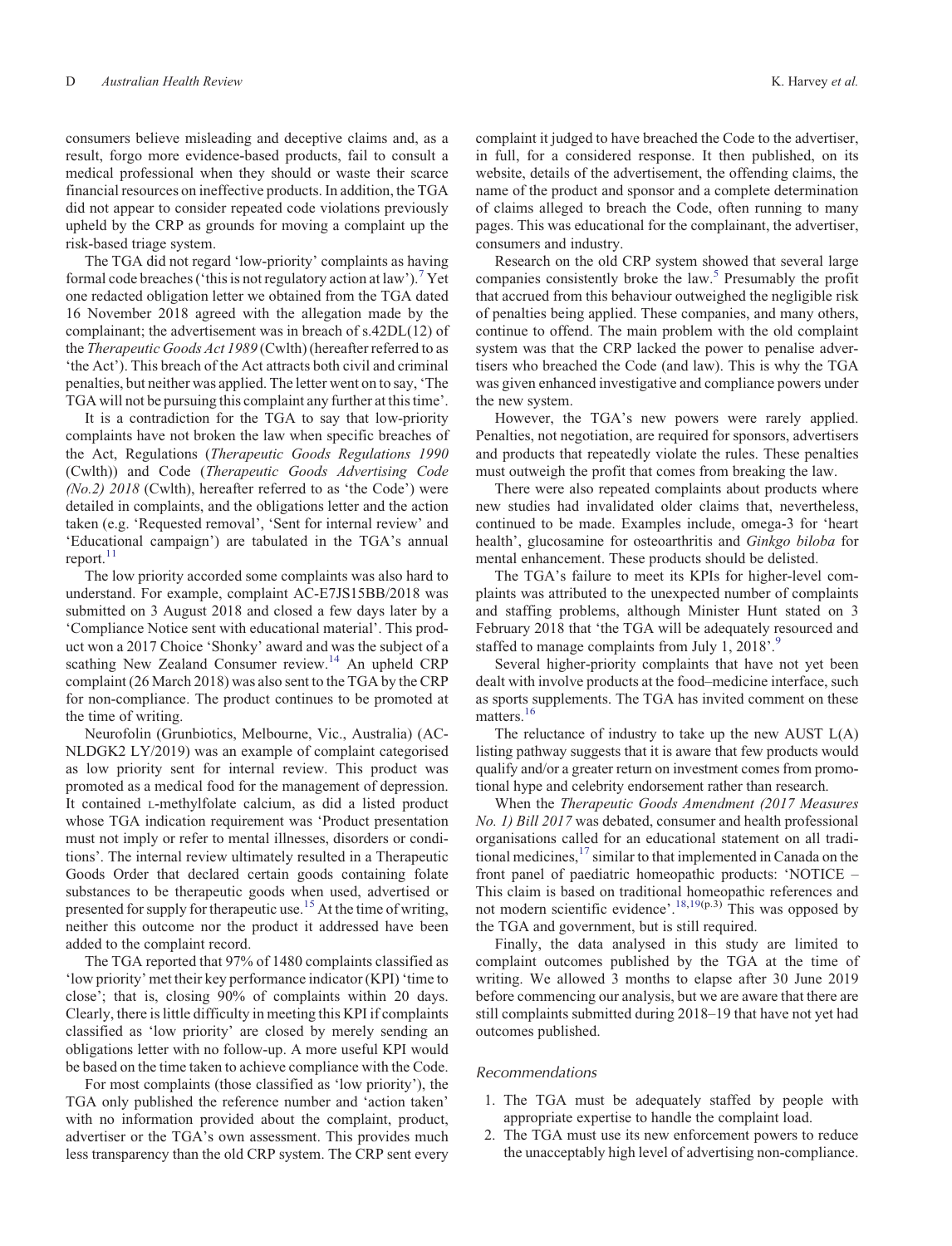consumers believe misleading and deceptive claims and, as a result, forgo more evidence-based products, fail to consult a medical professional when they should or waste their scarce financial resources on ineffective products. In addition, the TGA did not appear to consider repeated code violations previously upheld by the CRP as grounds for moving a complaint up the risk-based triage system.

The TGA did not regard 'low-priority' complaints as having formal code breaches ('this is not regulatory action at law').[7] Yet one redacted obligation letter we obtained from the TGA dated 16 November 2018 agreed with the allegation made by the complainant; the advertisement was in breach of s.42DL(12) of the *Therapeutic Goods Act 1989* (Cwlth) (hereafter referred to as 'the Act'). This breach of the Act attracts both civil and criminal penalties, but neither was applied. The letter went on to say, 'The TGA will not be pursuing this complaint any further at this time'.

It is a contradiction for the TGA to say that low-priority complaints have not broken the law when specific breaches of the Act, Regulations (*Therapeutic Goods Regulations 1990* (Cwlth)) and Code (*Therapeutic Goods Advertising Code (No.2) 2018* (Cwlth), hereafter referred to as 'the Code') were detailed in complaints, and the obligations letter and the action taken (e.g. 'Requested removal', 'Sent for internal review' and 'Educational campaign') are tabulated in the TGA's annual report.[11]

The low priority accorded some complaints was also hard to understand. For example, complaint AC-E7JS15BB/2018 was submitted on 3 August 2018 and closed a few days later by a 'Compliance Notice sent with educational material'. This product won a 2017 Choice 'Shonky' award and was the subject of a scathing New Zealand Consumer review.[14] An upheld CRP complaint (26 March 2018) was also sent to the TGA by the CRP for non-compliance. The product continues to be promoted at the time of writing.

Neurofolin (Grunbiotics, Melbourne, Vic., Australia) (AC-NLDGK2 LY/2019) was an example of complaint categorised as low priority sent for internal review. This product was promoted as a medical food for the management of depression. It contained L-methylfolate calcium, as did a listed product whose TGA indication requirement was 'Product presentation must not imply or refer to mental illnesses, disorders or conditions'. The internal review ultimately resulted in a Therapeutic Goods Order that declared certain goods containing folate substances to be therapeutic goods when used, advertised or presented for supply for therapeutic use.[15] At the time of writing, neither this outcome nor the product it addressed have been added to the complaint record.

The TGA reported that 97% of 1480 complaints classified as 'low priority' met their key performance indicator (KPI) 'time to close'; that is, closing 90% of complaints within 20 days. Clearly, there is little difficulty in meeting this KPI if complaints classified as 'low priority' are closed by merely sending an obligations letter with no follow-up. A more useful KPI would be based on the time taken to achieve compliance with the Code.

For most complaints (those classified as 'low priority'), the TGA only published the reference number and 'action taken' with no information provided about the complaint, product, advertiser or the TGA's own assessment. This provides much less transparency than the old CRP system. The CRP sent every complaint it judged to have breached the Code to the advertiser, in full, for a considered response. It then published, on its website, details of the advertisement, the offending claims, the name of the product and sponsor and a complete determination of claims alleged to breach the Code, often running to many pages. This was educational for the complainant, the advertiser, consumers and industry.

Research on the old CRP system showed that several large companies consistently broke the law.[5] Presumably the profit that accrued from this behaviour outweighed the negligible risk of penalties being applied. These companies, and many others, continue to offend. The main problem with the old complaint system was that the CRP lacked the power to penalise advertisers who breached the Code (and law). This is why the TGA was given enhanced investigative and compliance powers under the new system.

However, the TGA's new powers were rarely applied. Penalties, not negotiation, are required for sponsors, advertisers and products that repeatedly violate the rules. These penalties must outweigh the profit that comes from breaking the law.

There were also repeated complaints about products where new studies had invalidated older claims that, nevertheless, continued to be made. Examples include, omega-3 for 'heart health', glucosamine for osteoarthritis and *Ginkgo biloba* for mental enhancement. These products should be delisted.

The TGA's failure to meet its KPIs for higher-level complaints was attributed to the unexpected number of complaints and staffing problems, although Minister Hunt stated on 3 February 2018 that 'the TGA will be adequately resourced and staffed to manage complaints from July 1, 2018'.[9]

Several higher-priority complaints that have not yet been dealt with involve products at the food–medicine interface, such as sports supplements. The TGA has invited comment on these matters.[16]

The reluctance of industry to take up the new AUST L(A) listing pathway suggests that it is aware that few products would qualify and/or a greater return on investment comes from promotional hype and celebrity endorsement rather than research.

When the *Therapeutic Goods Amendment (2017 Measures No. 1) Bill 2017* was debated, consumer and health professional organisations called for an educational statement on all traditional medicines,[17] similar to that implemented in Canada on the front panel of paediatric homeopathic products: 'NOTICE – This claim is based on traditional homeopathic references and not modern scientific evidence'.[18,19(p.3)] This was opposed by the TGA and government, but is still required.

Finally, the data analysed in this study are limited to complaint outcomes published by the TGA at the time of writing. We allowed 3 months to elapse after 30 June 2019 before commencing our analysis, but we are aware that there are still complaints submitted during 2018–19 that have not yet had outcomes published.

### Recommendations

1. The TGA must be adequately staffed by people with appropriate expertise to handle the complaint load.
2. The TGA must use its new enforcement powers to reduce the unacceptably high level of advertising non-compliance.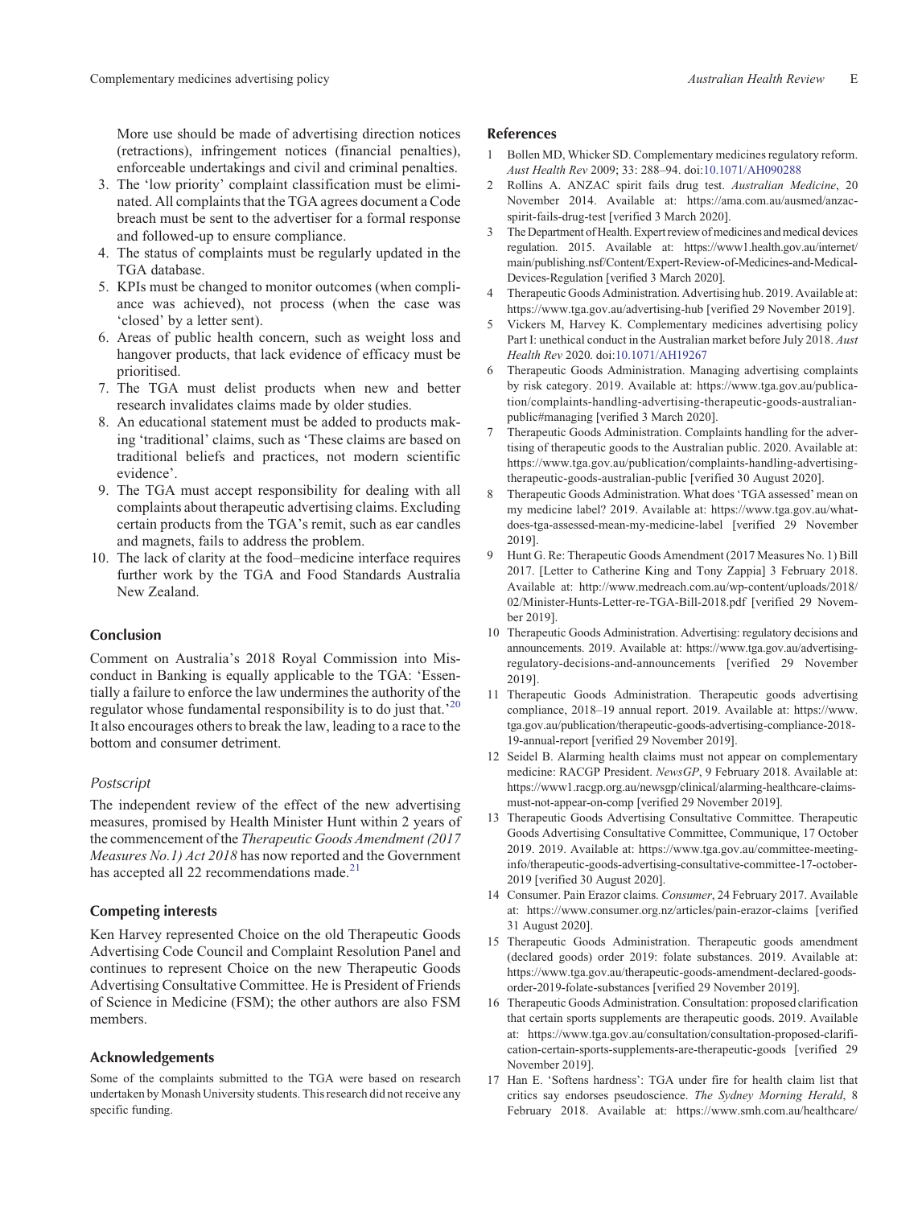More use should be made of advertising direction notices (retractions), infringement notices (financial penalties), enforceable undertakings and civil and criminal penalties.

3. The 'low priority' complaint classification must be eliminated. All complaints that the TGA agrees document a Code breach must be sent to the advertiser for a formal response and followed-up to ensure compliance.
4. The status of complaints must be regularly updated in the TGA database.
5. KPIs must be changed to monitor outcomes (when compliance was achieved), not process (when the case was 'closed' by a letter sent).
6. Areas of public health concern, such as weight loss and hangover products, that lack evidence of efficacy must be prioritised.
7. The TGA must delist products when new and better research invalidates claims made by older studies.
8. An educational statement must be added to products making 'traditional' claims, such as 'These claims are based on traditional beliefs and practices, not modern scientific evidence'.
9. The TGA must accept responsibility for dealing with all complaints about therapeutic advertising claims. Excluding certain products from the TGA's remit, such as ear candles and magnets, fails to address the problem.
10. The lack of clarity at the food–medicine interface requires further work by the TGA and Food Standards Australia New Zealand.

## Conclusion

Comment on Australia's 2018 Royal Commission into Misconduct in Banking is equally applicable to the TGA: 'Essentially a failure to enforce the law undermines the authority of the regulator whose fundamental responsibility is to do just that.'[20] It also encourages others to break the law, leading to a race to the bottom and consumer detriment.

### *Postscript*

The independent review of the effect of the new advertising measures, promised by Health Minister Hunt within 2 years of the commencement of the *Therapeutic Goods Amendment (2017 Measures No.1) Act 2018* has now reported and the Government has accepted all 22 recommendations made.[21]

## Competing interests

Ken Harvey represented Choice on the old Therapeutic Goods Advertising Code Council and Complaint Resolution Panel and continues to represent Choice on the new Therapeutic Goods Advertising Consultative Committee. He is President of Friends of Science in Medicine (FSM); the other authors are also FSM members.

## Acknowledgements

Some of the complaints submitted to the TGA were based on research undertaken by Monash University students. This research did not receive any specific funding.

## References

1. Bollen MD, Whicker SD. Complementary medicines regulatory reform. *Aust Health Rev* 2009; 33: 288–94. doi:10.1071/AH090288
2. Rollins A. ANZAC spirit fails drug test. *Australian Medicine*, 20 November 2014. Available at: https://ama.com.au/ausmed/anzac-spirit-fails-drug-test [verified 3 March 2020].
3. The Department of Health. Expert review of medicines and medical devices regulation. 2015. Available at: https://www1.health.gov.au/internet/main/publishing.nsf/Content/Expert-Review-of-Medicines-and-Medical-Devices-Regulation [verified 3 March 2020].
4. Therapeutic Goods Administration. Advertising hub. 2019. Available at: https://www.tga.gov.au/advertising-hub [verified 29 November 2019].
5. Vickers M, Harvey K. Complementary medicines advertising policy Part I: unethical conduct in the Australian market before July 2018. *Aust Health Rev* 2020. doi:10.1071/AH19267
6. Therapeutic Goods Administration. Managing advertising complaints by risk category. 2019. Available at: https://www.tga.gov.au/publication/complaints-handling-advertising-therapeutic-goods-australian-public#managing [verified 3 March 2020].
7. Therapeutic Goods Administration. Complaints handling for the advertising of therapeutic goods to the Australian public. 2020. Available at: https://www.tga.gov.au/publication/complaints-handling-advertising-therapeutic-goods-australian-public [verified 30 August 2020].
8. Therapeutic Goods Administration. What does 'TGA assessed' mean on my medicine label? 2019. Available at: https://www.tga.gov.au/what-does-tga-assessed-mean-my-medicine-label [verified 29 November 2019].
9. Hunt G. Re: Therapeutic Goods Amendment (2017 Measures No. 1) Bill 2017. [Letter to Catherine King and Tony Zappia] 3 February 2018. Available at: http://www.medreach.com.au/wp-content/uploads/2018/02/Minister-Hunts-Letter-re-TGA-Bill-2018.pdf [verified 29 November 2019].
10. Therapeutic Goods Administration. Advertising: regulatory decisions and announcements. 2019. Available at: https://www.tga.gov.au/advertising-regulatory-decisions-and-announcements [verified 29 November 2019].
11. Therapeutic Goods Administration. Therapeutic goods advertising compliance, 2018–19 annual report. 2019. Available at: https://www.tga.gov.au/publication/therapeutic-goods-advertising-compliance-2018-19-annual-report [verified 29 November 2019].
12. Seidel B. Alarming health claims must not appear on complementary medicine: RACGP President. *NewsGP*, 9 February 2018. Available at: https://www1.racgp.org.au/newsgp/clinical/alarming-healthcare-claims-must-not-appear-on-comp [verified 29 November 2019].
13. Therapeutic Goods Advertising Consultative Committee. Therapeutic Goods Advertising Consultative Committee, Communique, 17 October 2019. 2019. Available at: https://www.tga.gov.au/committee-meeting-info/therapeutic-goods-advertising-consultative-committee-17-october-2019 [verified 30 August 2020].
14. Consumer. Pain Erazor claims. *Consumer*, 24 February 2017. Available at: https://www.consumer.org.nz/articles/pain-erazor-claims [verified 31 August 2020].
15. Therapeutic Goods Administration. Therapeutic goods amendment (declared goods) order 2019: folate substances. 2019. Available at: https://www.tga.gov.au/therapeutic-goods-amendment-declared-goods-order-2019-folate-substances [verified 29 November 2019].
16. Therapeutic Goods Administration. Consultation: proposed clarification that certain sports supplements are therapeutic goods. 2019. Available at: https://www.tga.gov.au/consultation/consultation-proposed-clarification-certain-sports-supplements-are-therapeutic-goods [verified 29 November 2019].
17. Han E. 'Softens hardness': TGA under fire for health claim list that critics say endorses pseudoscience. *The Sydney Morning Herald*, 8 February 2018. Available at: https://www.smh.com.au/healthcare/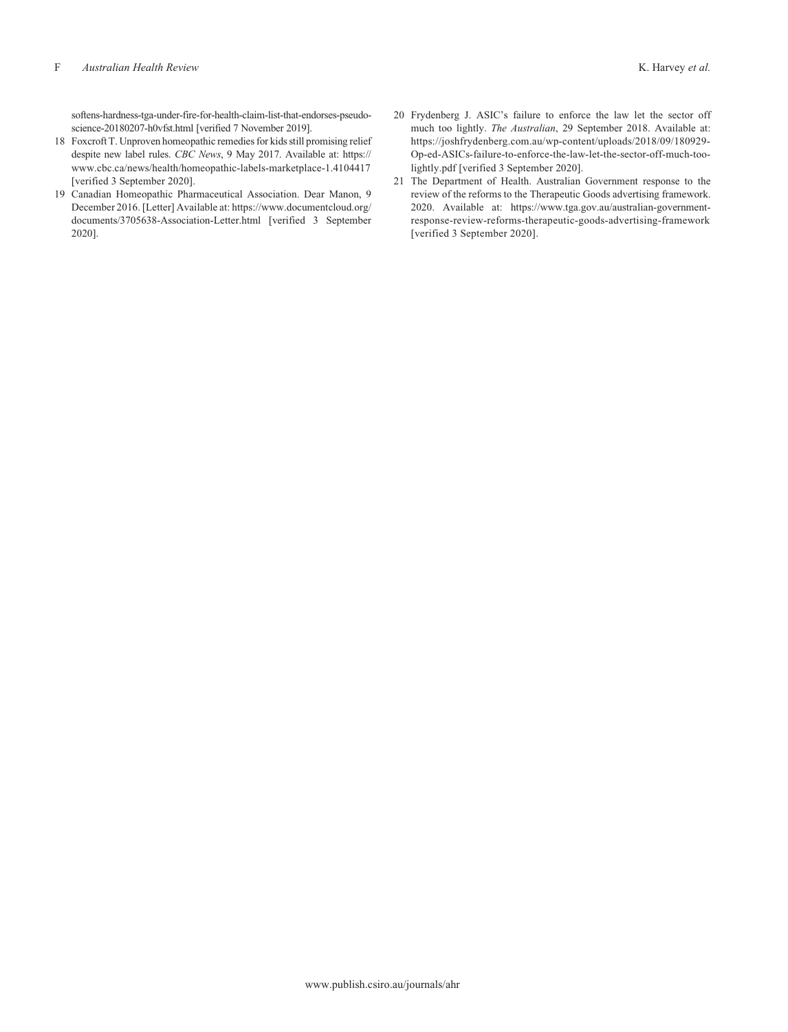softens-hardness-tga-under-fire-for-health-claim-list-that-endorses-pseudo-science-20180207-h0vfst.html [verified 7 November 2019].

18 Foxcroft T. Unproven homeopathic remedies for kids still promising relief despite new label rules. *CBC News*, 9 May 2017. Available at: https://www.cbc.ca/news/health/homeopathic-labels-marketplace-1.4104417 [verified 3 September 2020].

19 Canadian Homeopathic Pharmaceutical Association. Dear Manon, 9 December 2016. [Letter] Available at: https://www.documentcloud.org/documents/3705638-Association-Letter.html [verified 3 September 2020].

20 Frydenberg J. ASIC's failure to enforce the law let the sector off much too lightly. *The Australian*, 29 September 2018. Available at: https://joshfrydenberg.com.au/wp-content/uploads/2018/09/180929-Op-ed-ASICs-failure-to-enforce-the-law-let-the-sector-off-much-too-lightly.pdf [verified 3 September 2020].

21 The Department of Health. Australian Government response to the review of the reforms to the Therapeutic Goods advertising framework. 2020. Available at: https://www.tga.gov.au/australian-government-response-review-reforms-therapeutic-goods-advertising-framework [verified 3 September 2020].